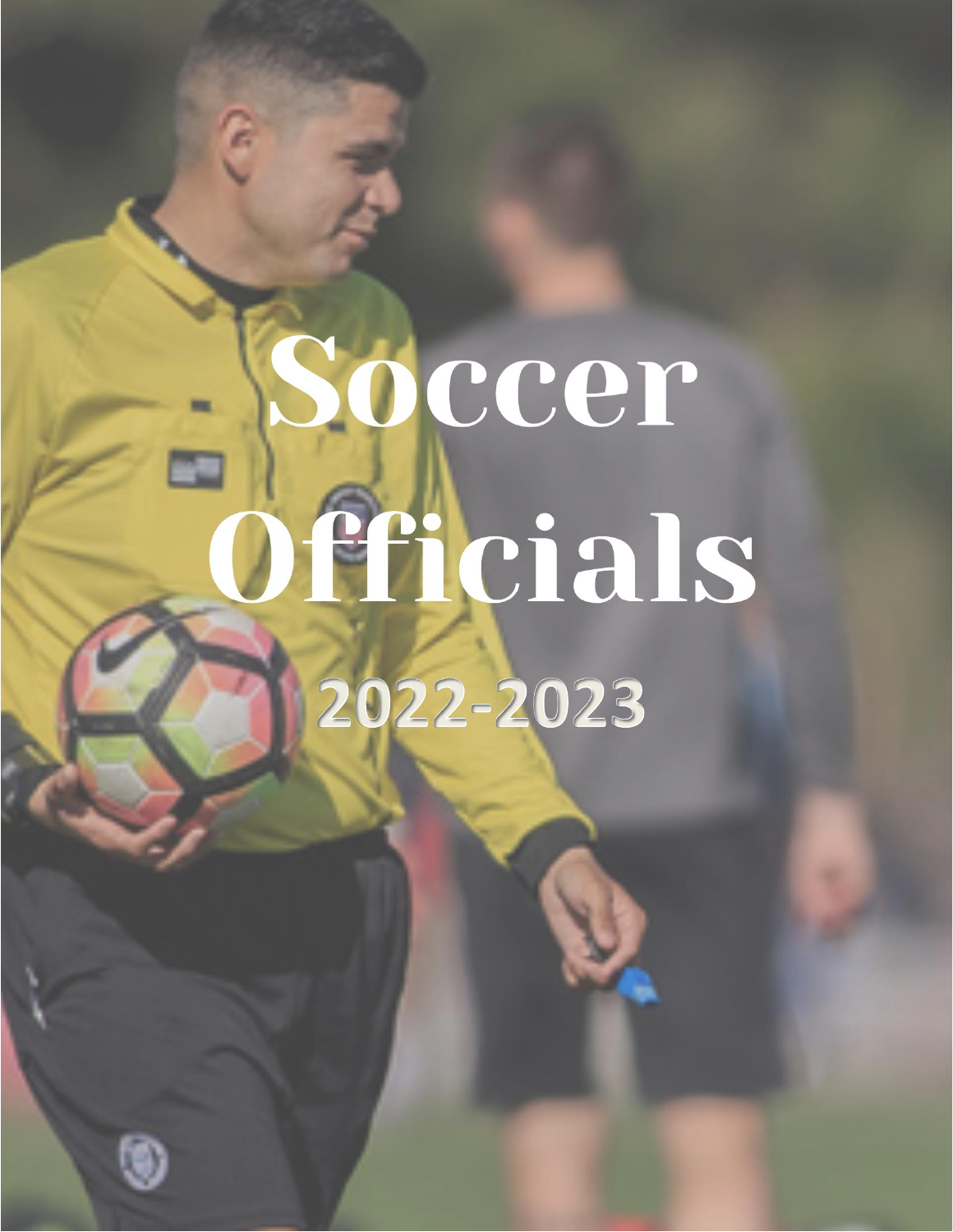# Soccer Officials

## 2022-2023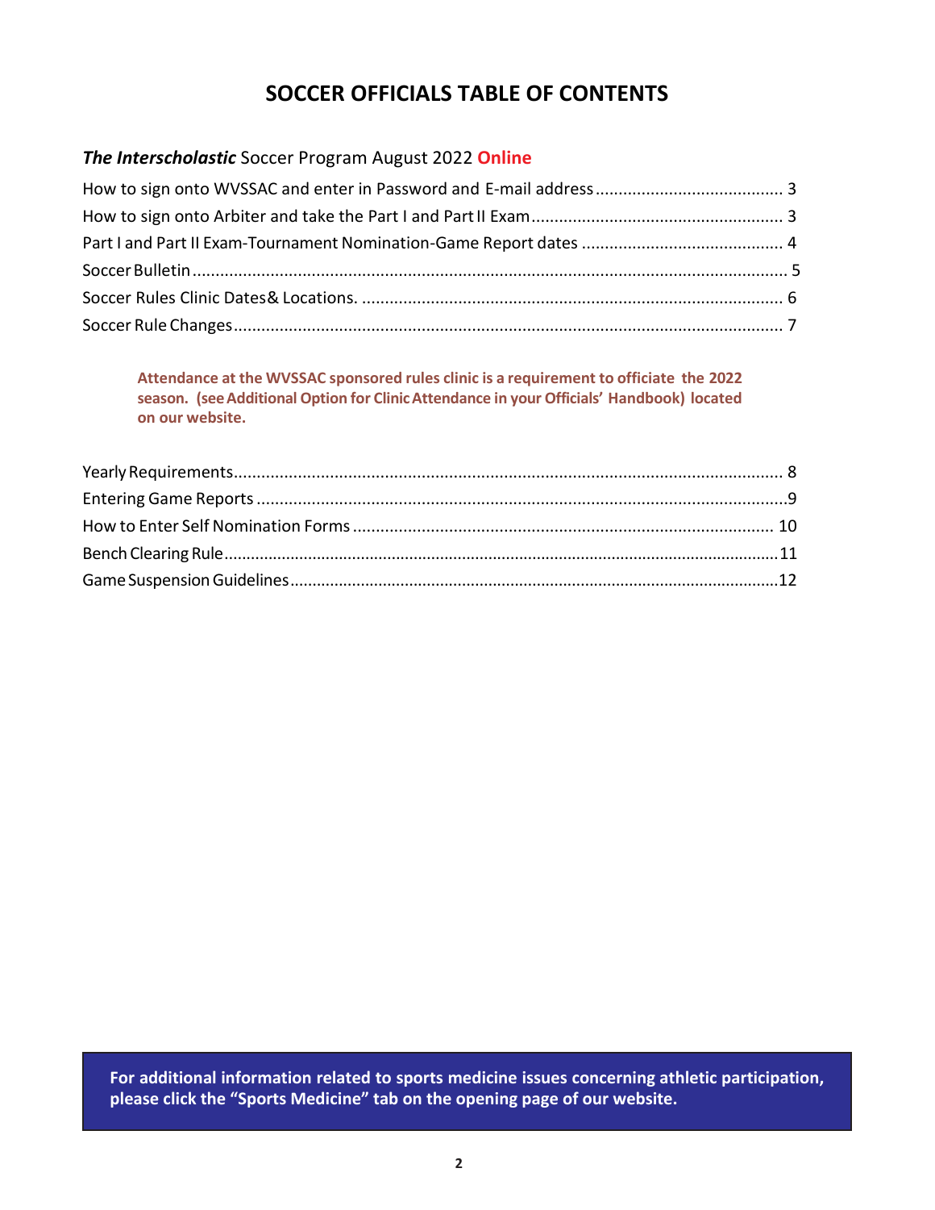# SOCCER OFFICIALS TABLE OF CONTENTS

## ***The Interscholastic*** Soccer Program August 2022 **Online**

How to sign onto WVSSAC and enter in Password and E-mail address........................................ 3
How to sign onto Arbiter and take the Part I and Part II Exam...................................................... 3
Part I and Part II Exam-Tournament Nomination-Game Report dates ........................................... 4
Soccer Bulletin................................................................................................................................. 5
Soccer Rules Clinic Dates& Locations. ........................................................................................... 6
Soccer Rule Changes...................................................................................................................... 7

**Attendance at the WVSSAC sponsored rules clinic is a requirement to officiate the 2022 season. (see Additional Option for Clinic Attendance in your Officials' Handbook) located on our website.**

Yearly Requirements....................................................................................................................... 8
Entering Game Reports ...................................................................................................................9
How to Enter Self Nomination Forms ............................................................................................ 10
Bench Clearing Rule.......................................................................................................................11
Game Suspension Guidelines.........................................................................................................12

**For additional information related to sports medicine issues concerning athletic participation, please click the "Sports Medicine" tab on the opening page of our website.**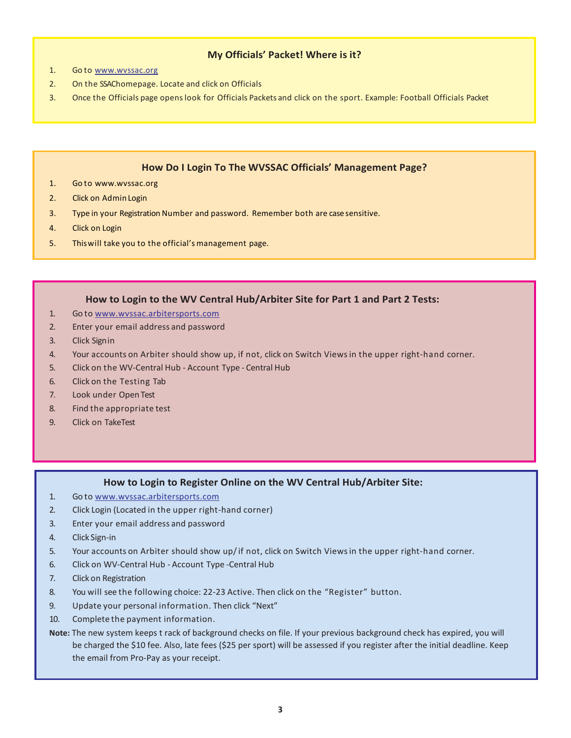## My Officials' Packet! Where is it?

1. Go to www.wvssac.org
2. On the SSAChomepage. Locate and click on Officials
3. Once the Officials page opens look for Officials Packets and click on the sport. Example: Football Officials Packet

## How Do I Login To The WVSSAC Officials' Management Page?

1. Go to www.wvssac.org
2. Click on Admin Login
3. Type in your Registration Number and password. Remember both are case sensitive.
4. Click on Login
5. This will take you to the official's management page.

## How to Login to the WV Central Hub/Arbiter Site for Part 1 and Part 2 Tests:

1. Go to www.wvssac.arbitersports.com
2. Enter your email address and password
3. Click Sign in
4. Your accounts on Arbiter should show up, if not, click on Switch Views in the upper right-hand corner.
5. Click on the WV-Central Hub - Account Type - Central Hub
6. Click on the Testing Tab
7. Look under Open Test
8. Find the appropriate test
9. Click on TakeTest

## How to Login to Register Online on the WV Central Hub/Arbiter Site:

1. Go to www.wvssac.arbitersports.com
2. Click Login (Located in the upper right-hand corner)
3. Enter your email address and password
4. Click Sign-in
5. Your accounts on Arbiter should show up/ if not, click on Switch Views in the upper right-hand corner.
6. Click on WV-Central Hub - Account Type -Central Hub
7. Click on Registration
8. You will see the following choice: 22-23 Active. Then click on the "Register" button.
9. Update your personal information. Then click "Next"
10. Complete the payment information.

**Note:** The new system keeps t rack of background checks on file. If your previous background check has expired, you will be charged the $10 fee. Also, late fees ($25 per sport) will be assessed if you register after the initial deadline. Keep the email from Pro-Pay as your receipt.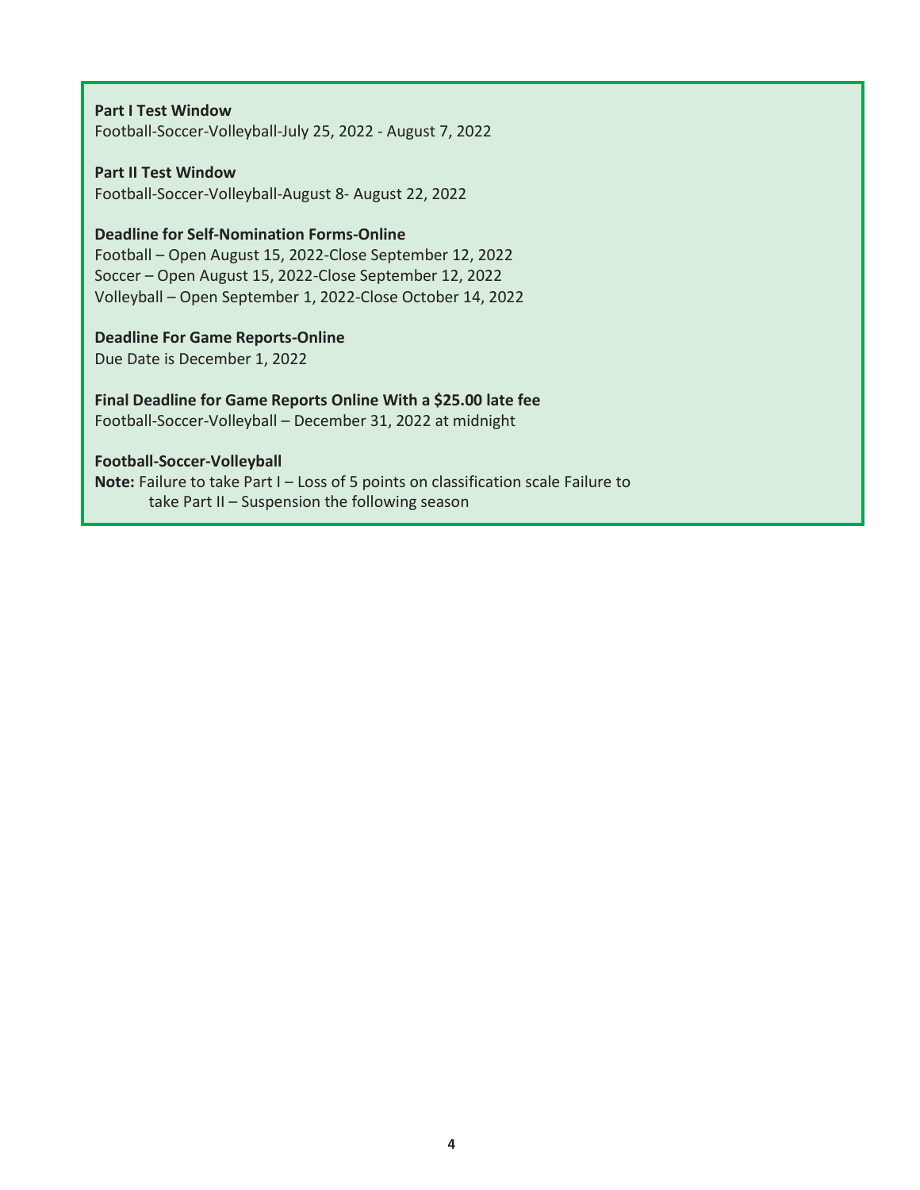**Part I Test Window**
Football-Soccer-Volleyball-July 25, 2022 - August 7, 2022

**Part II Test Window**
Football-Soccer-Volleyball-August 8- August 22, 2022

**Deadline for Self-Nomination Forms-Online**
Football – Open August 15, 2022-Close September 12, 2022
Soccer – Open August 15, 2022-Close September 12, 2022
Volleyball – Open September 1, 2022-Close October 14, 2022

**Deadline For Game Reports-Online**
Due Date is December 1, 2022

**Final Deadline for Game Reports Online With a $25.00 late fee**
Football-Soccer-Volleyball – December 31, 2022 at midnight

**Football-Soccer-Volleyball**
**Note:** Failure to take Part I – Loss of 5 points on classification scale Failure to take Part II – Suspension the following season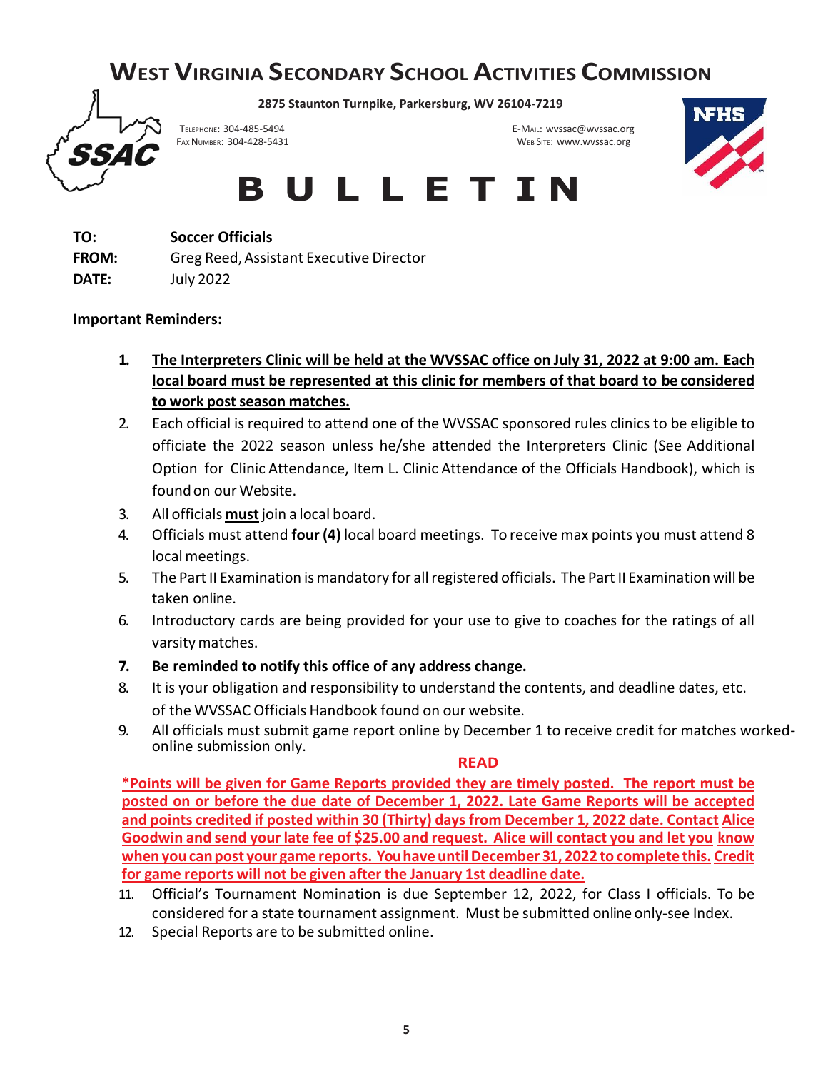# West Virginia Secondary School Activities Commission

**2875 Staunton Turnpike, Parkersburg, WV 26104-7219**

Telephone: 304-485-5494
Fax Number: 304-428-5431

E-Mail: wvssac@wvssac.org
Web Site: www.wvssac.org

# B U L L E T I N

**TO:** Soccer Officials
**FROM:** Greg Reed, Assistant Executive Director
**DATE:** July 2022

**Important Reminders:**

1. **The Interpreters Clinic will be held at the WVSSAC office on July 31, 2022 at 9:00 am. Each local board must be represented at this clinic for members of that board to be considered to work post season matches.**
2. Each official is required to attend one of the WVSSAC sponsored rules clinics to be eligible to officiate the 2022 season unless he/she attended the Interpreters Clinic (See Additional Option for Clinic Attendance, Item L. Clinic Attendance of the Officials Handbook), which is found on our Website.
3. All officials **must** join a local board.
4. Officials must attend **four (4)** local board meetings. To receive max points you must attend 8 local meetings.
5. The Part II Examination is mandatory for all registered officials. The Part II Examination will be taken online.
6. Introductory cards are being provided for your use to give to coaches for the ratings of all varsity matches.
7. **Be reminded to notify this office of any address change.**
8. It is your obligation and responsibility to understand the contents, and deadline dates, etc. of the WVSSAC Officials Handbook found on our website.
9. All officials must submit game report online by December 1 to receive credit for matches worked- online submission only.

**READ**

**\*Points will be given for Game Reports provided they are timely posted. The report must be posted on or before the due date of December 1, 2022. Late Game Reports will be accepted and points credited if posted within 30 (Thirty) days from December 1, 2022 date. Contact Alice Goodwin and send your late fee of $25.00 and request. Alice will contact you and let you know when you can post your game reports. You have until December 31, 2022 to complete this. Credit for game reports will not be given after the January 1st deadline date.**

11. Official's Tournament Nomination is due September 12, 2022, for Class I officials. To be considered for a state tournament assignment. Must be submitted online only-see Index.
12. Special Reports are to be submitted online.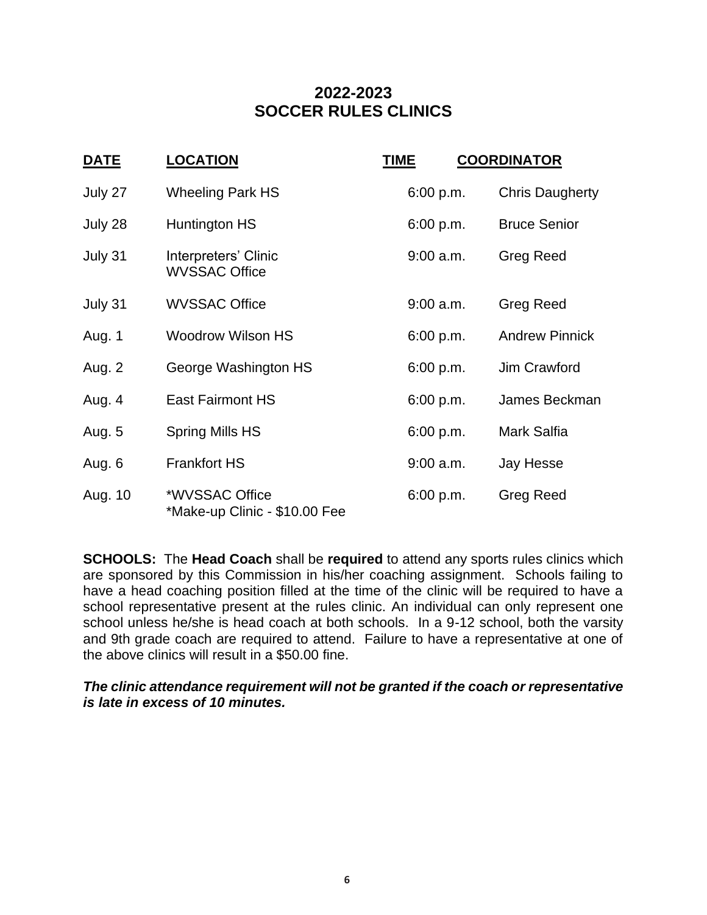# 2022-2023
# SOCCER RULES CLINICS

| DATE | LOCATION | TIME | COORDINATOR |
|---|---|---|---|
| July 27 | Wheeling Park HS | 6:00 p.m. | Chris Daugherty |
| July 28 | Huntington HS | 6:00 p.m. | Bruce Senior |
| July 31 | Interpreters' Clinic<br>WVSSAC Office | 9:00 a.m. | Greg Reed |
| July 31 | WVSSAC Office | 9:00 a.m. | Greg Reed |
| Aug. 1 | Woodrow Wilson HS | 6:00 p.m. | Andrew Pinnick |
| Aug. 2 | George Washington HS | 6:00 p.m. | Jim Crawford |
| Aug. 4 | East Fairmont HS | 6:00 p.m. | James Beckman |
| Aug. 5 | Spring Mills HS | 6:00 p.m. | Mark Salfia |
| Aug. 6 | Frankfort HS | 9:00 a.m. | Jay Hesse |
| Aug. 10 | *WVSSAC Office<br>*Make-up Clinic - $10.00 Fee | 6:00 p.m. | Greg Reed |

**SCHOOLS:** The **Head Coach** shall be **required** to attend any sports rules clinics which are sponsored by this Commission in his/her coaching assignment. Schools failing to have a head coaching position filled at the time of the clinic will be required to have a school representative present at the rules clinic. An individual can only represent one school unless he/she is head coach at both schools. In a 9-12 school, both the varsity and 9th grade coach are required to attend. Failure to have a representative at one of the above clinics will result in a $50.00 fine.

***The clinic attendance requirement will not be granted if the coach or representative is late in excess of 10 minutes.***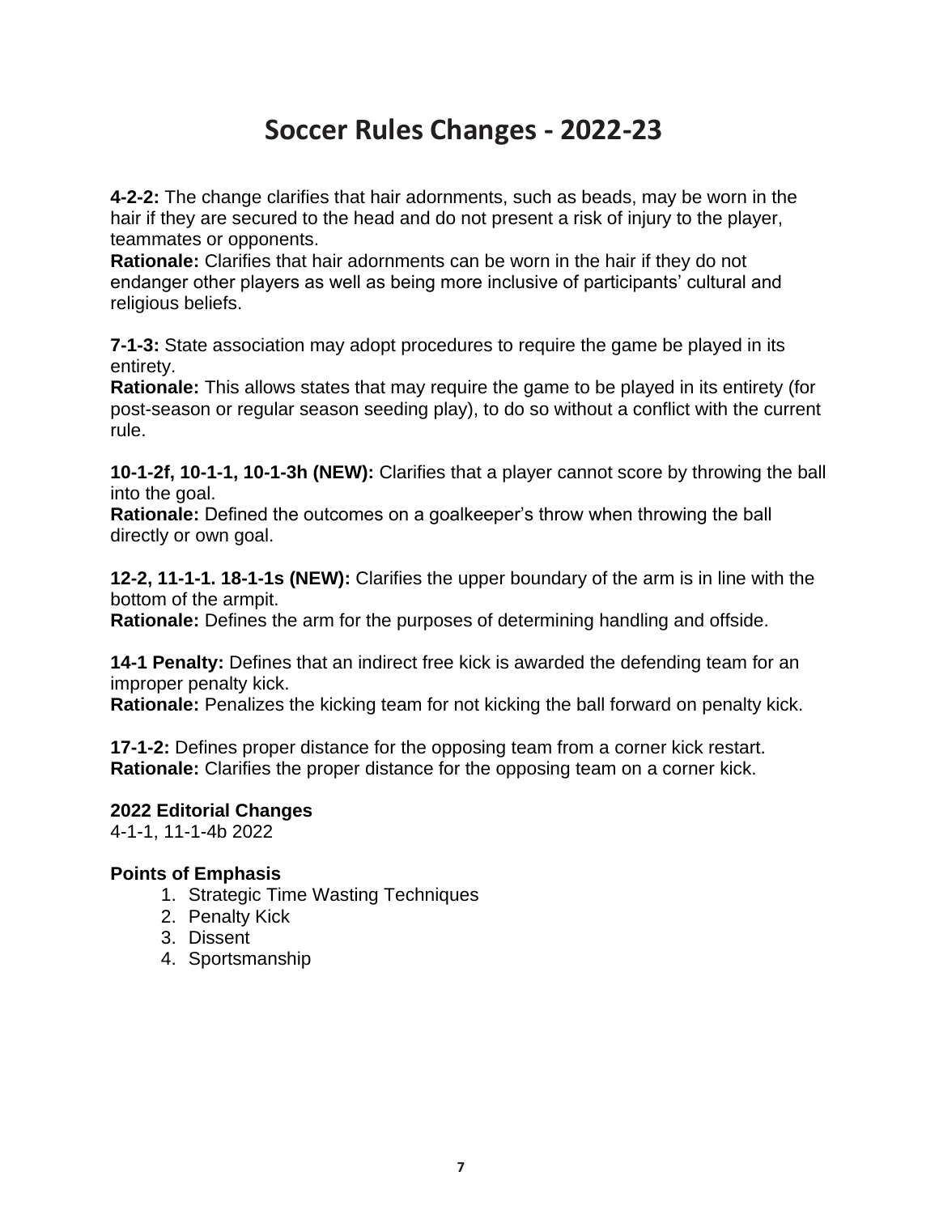# Soccer Rules Changes - 2022-23

**4-2-2:** The change clarifies that hair adornments, such as beads, may be worn in the hair if they are secured to the head and do not present a risk of injury to the player, teammates or opponents.
**Rationale:** Clarifies that hair adornments can be worn in the hair if they do not endanger other players as well as being more inclusive of participants' cultural and religious beliefs.

**7-1-3:** State association may adopt procedures to require the game be played in its entirety.
**Rationale:** This allows states that may require the game to be played in its entirety (for post-season or regular season seeding play), to do so without a conflict with the current rule.

**10-1-2f, 10-1-1, 10-1-3h (NEW):** Clarifies that a player cannot score by throwing the ball into the goal.
**Rationale:** Defined the outcomes on a goalkeeper's throw when throwing the ball directly or own goal.

**12-2, 11-1-1. 18-1-1s (NEW):** Clarifies the upper boundary of the arm is in line with the bottom of the armpit.
**Rationale:** Defines the arm for the purposes of determining handling and offside.

**14-1 Penalty:** Defines that an indirect free kick is awarded the defending team for an improper penalty kick.
**Rationale:** Penalizes the kicking team for not kicking the ball forward on penalty kick.

**17-1-2:** Defines proper distance for the opposing team from a corner kick restart.
**Rationale:** Clarifies the proper distance for the opposing team on a corner kick.

**2022 Editorial Changes**
4-1-1, 11-1-4b 2022

**Points of Emphasis**

1. Strategic Time Wasting Techniques
2. Penalty Kick
3. Dissent
4. Sportsmanship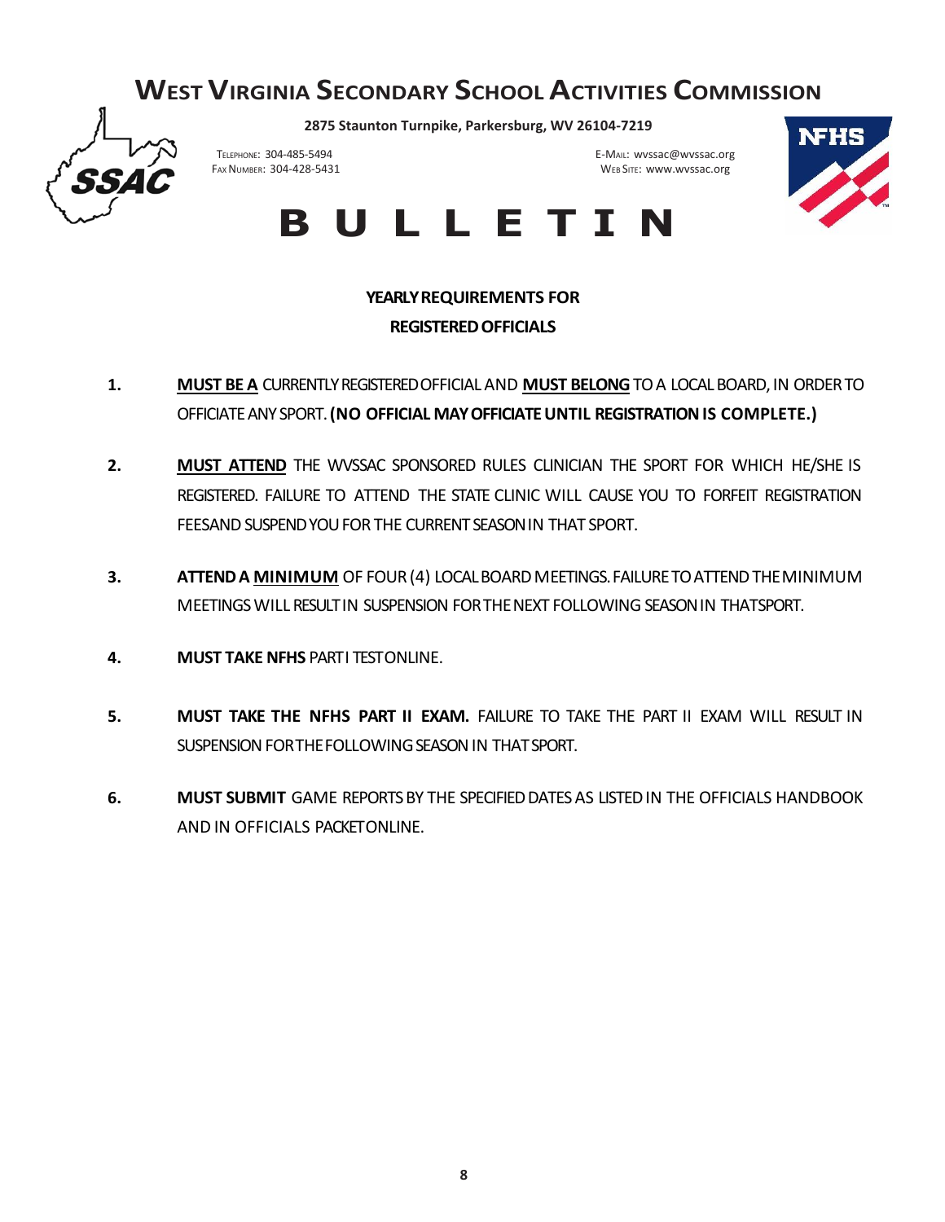# WEST VIRGINIA SECONDARY SCHOOL ACTIVITIES COMMISSION

**2875 Staunton Turnpike, Parkersburg, WV 26104-7219**

TELEPHONE: 304-485-5494
FAX NUMBER: 304-428-5431

E-MAIL: wvssac@wvssac.org
WEB SITE: www.wvssac.org

# B U L L E T I N

### YEARLY REQUIREMENTS FOR REGISTERED OFFICIALS

1. **MUST BE A** CURRENTLY REGISTERED OFFICIAL AND **MUST BELONG** TO A LOCAL BOARD, IN ORDER TO OFFICIATE ANY SPORT. **(NO OFFICIAL MAY OFFICIATE UNTIL REGISTRATION IS COMPLETE.)**

2. **MUST ATTEND** THE WVSSAC SPONSORED RULES CLINICIAN THE SPORT FOR WHICH HE/SHE IS REGISTERED. FAILURE TO ATTEND THE STATE CLINIC WILL CAUSE YOU TO FORFEIT REGISTRATION FEESAND SUSPEND YOU FOR THE CURRENT SEASON IN THAT SPORT.

3. **ATTEND A MINIMUM** OF FOUR (4) LOCAL BOARD MEETINGS. FAILURE TO ATTEND THE MINIMUM MEETINGS WILL RESULT IN SUSPENSION FOR THE NEXT FOLLOWING SEASON IN THATSPORT.

4. **MUST TAKE NFHS** PART I TESTONLINE.

5. **MUST TAKE THE NFHS PART II EXAM.** FAILURE TO TAKE THE PART II EXAM WILL RESULT IN SUSPENSION FOR THE FOLLOWING SEASON IN THAT SPORT.

6. **MUST SUBMIT** GAME REPORTS BY THE SPECIFIED DATES AS LISTED IN THE OFFICIALS HANDBOOK AND IN OFFICIALS PACKETONLINE.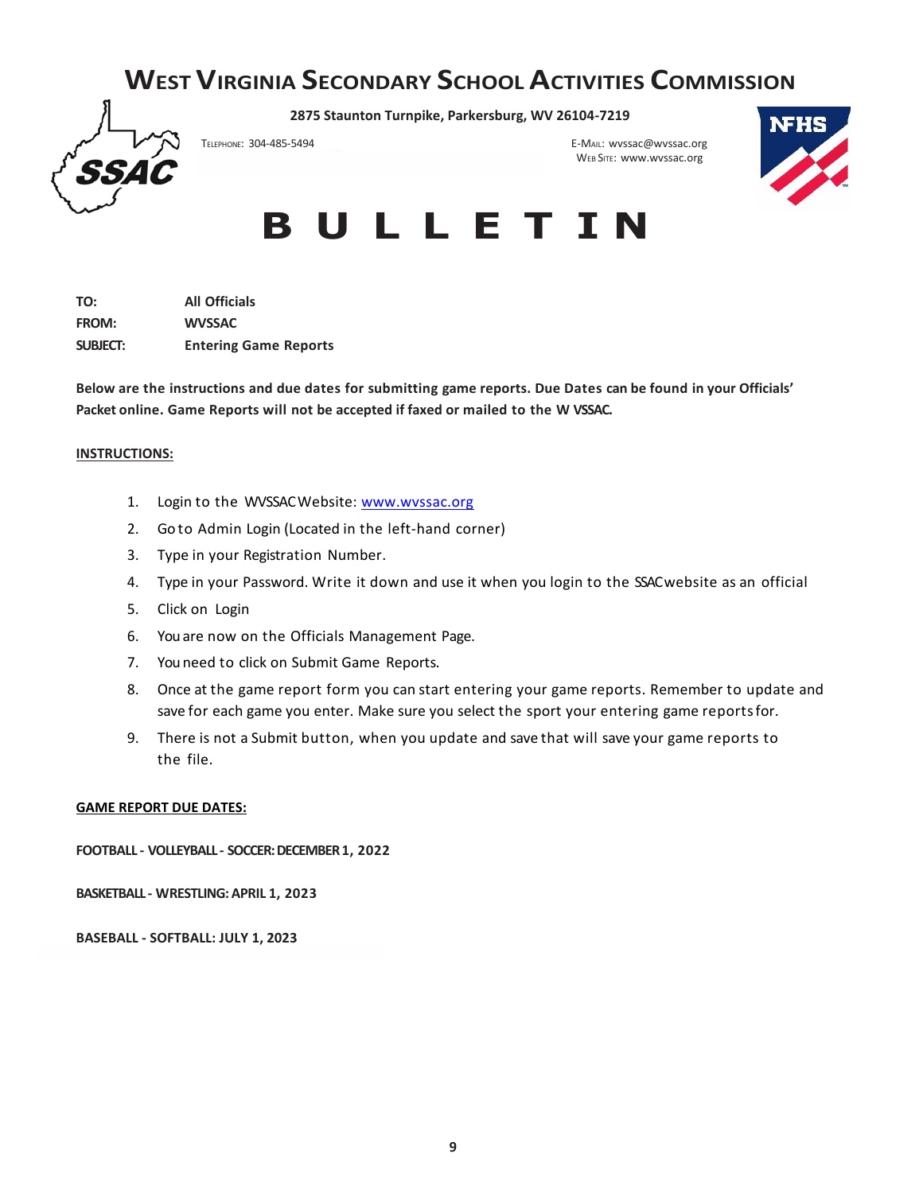# West Virginia Secondary School Activities Commission

**2875 Staunton Turnpike, Parkersburg, WV 26104-7219**

Telephone: 304-485-5494

E-Mail: wvssac@wvssac.org
Web Site: www.wvssac.org

# B U L L E T I N

**TO:** **All Officials**
**FROM:** **WVSSAC**
**SUBJECT:** **Entering Game Reports**

**Below are the instructions and due dates for submitting game reports. Due Dates can be found in your Officials' Packet online. Game Reports will not be accepted if faxed or mailed to the W VSSAC.**

**INSTRUCTIONS:**

1. Login to the WVSSAC Website: www.wvssac.org
2. Go to Admin Login (Located in the left-hand corner)
3. Type in your Registration Number.
4. Type in your Password. Write it down and use it when you login to the SSAC website as an official
5. Click on Login
6. You are now on the Officials Management Page.
7. You need to click on Submit Game Reports.
8. Once at the game report form you can start entering your game reports. Remember to update and save for each game you enter. Make sure you select the sport your entering game reports for.
9. There is not a Submit button, when you update and save that will save your game reports to the file.

**GAME REPORT DUE DATES:**

**FOOTBALL - VOLLEYBALL - SOCCER: DECEMBER 1, 2022**

**BASKETBALL - WRESTLING: APRIL 1, 2023**

**BASEBALL - SOFTBALL: JULY 1, 2023**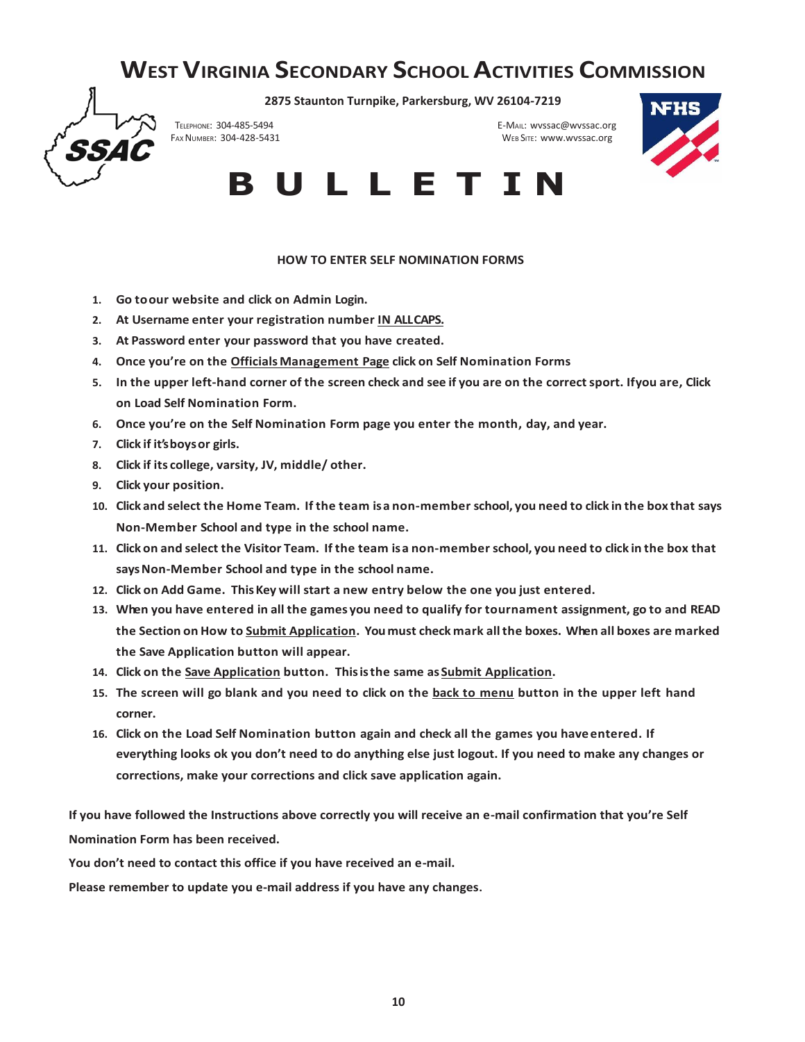# West Virginia Secondary School Activities Commission

**2875 Staunton Turnpike, Parkersburg, WV 26104-7219**

Telephone: 304-485-5494
Fax Number: 304-428-5431

E-Mail: wvssac@wvssac.org
Web Site: www.wvssac.org

# B U L L E T I N

**HOW TO ENTER SELF NOMINATION FORMS**

1. **Go to our website and click on Admin Login.**
2. **At Username enter your registration number <u>IN ALLCAPS.</u>**
3. **At Password enter your password that you have created.**
4. **Once you're on the <u>Officials Management Page</u> click on Self Nomination Forms**
5. **In the upper left-hand corner of the screen check and see if you are on the correct sport. Ifyou are, Click on Load Self Nomination Form.**
6. **Once you're on the Self Nomination Form page you enter the month, day, and year.**
7. **Click if it's boys or girls.**
8. **Click if its college, varsity, JV, middle/ other.**
9. **Click your position.**
10. **Click and select the Home Team. If the team is a non-member school, you need to click in the box that says Non-Member School and type in the school name.**
11. **Click on and select the Visitor Team. If the team is a non-member school, you need to click in the box that says Non-Member School and type in the school name.**
12. **Click on Add Game. This Key will start a new entry below the one you just entered.**
13. **When you have entered in all the games you need to qualify for tournament assignment, go to and READ the Section on How to <u>Submit Application</u>. You must check mark all the boxes. When all boxes are marked the Save Application button will appear.**
14. **Click on the <u>Save Application</u> button. This is the same as <u>Submit Application</u>.**
15. **The screen will go blank and you need to click on the <u>back to menu</u> button in the upper left hand corner.**
16. **Click on the Load Self Nomination button again and check all the games you have entered. If everything looks ok you don't need to do anything else just logout. If you need to make any changes or corrections, make your corrections and click save application again.**

**If you have followed the Instructions above correctly you will receive an e-mail confirmation that you're Self Nomination Form has been received.**

**You don't need to contact this office if you have received an e-mail.**

**Please remember to update you e-mail address if you have any changes.**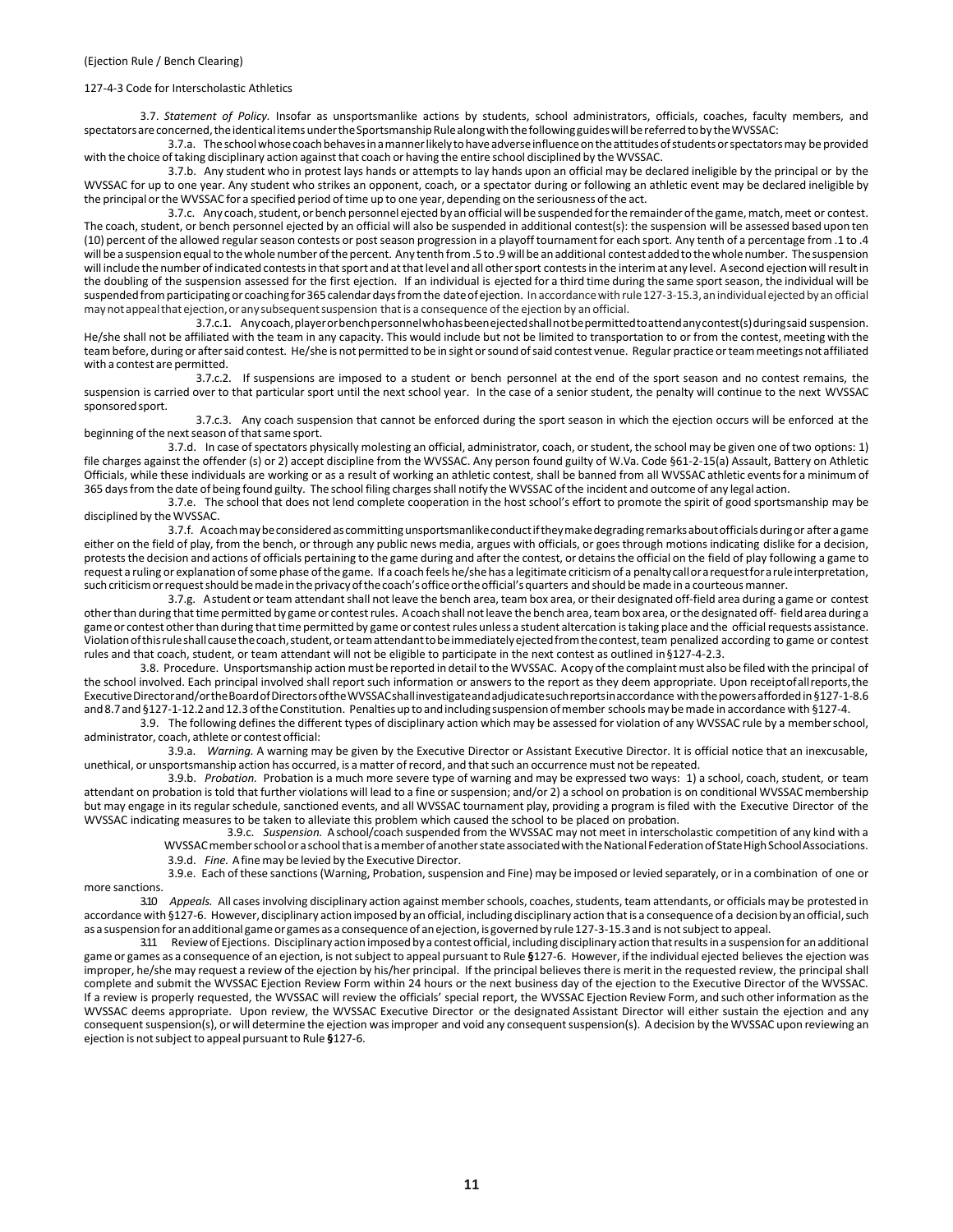(Ejection Rule / Bench Clearing)

127-4-3 Code for Interscholastic Athletics

3.7. *Statement of Policy.* Insofar as unsportsmanlike actions by students, school administrators, officials, coaches, faculty members, and spectators are concerned, the identical items under the Sportsmanship Rule along with the following guides will be referred to by the WVSSAC:

3.7.a. The school whose coach behaves in a manner likely to have adverse influence on the attitudes of students or spectators may be provided with the choice of taking disciplinary action against that coach or having the entire school disciplined by the WVSSAC.

3.7.b. Any student who in protest lays hands or attempts to lay hands upon an official may be declared ineligible by the principal or by the WVSSAC for up to one year. Any student who strikes an opponent, coach, or a spectator during or following an athletic event may be declared ineligible by the principal or the WVSSAC for a specified period of time up to one year, depending on the seriousness of the act.

3.7.c. Any coach, student, or bench personnel ejected by an official will be suspended for the remainder of the game, match, meet or contest. The coach, student, or bench personnel ejected by an official will also be suspended in additional contest(s): the suspension will be assessed based upon ten (10) percent of the allowed regular season contests or post season progression in a playoff tournament for each sport. Any tenth of a percentage from .1 to .4 will be a suspension equal to the whole number of the percent. Any tenth from .5 to .9 will be an additional contest added to the whole number. The suspension will include the number of indicated contests in that sport and at that level and all other sport contests in the interim at any level. A second ejection will result in the doubling of the suspension assessed for the first ejection. If an individual is ejected for a third time during the same sport season, the individual will be suspended from participating or coaching for 365 calendar days from the date of ejection. In accordance with rule 127-3-15.3, an individual ejected by an official may not appeal that ejection, or any subsequent suspension that is a consequence of the ejection by an official.

3.7.c.1. Any coach, player or bench personnel who has been ejected shall not be permitted to attend any contest(s) during said suspension. He/she shall not be affiliated with the team in any capacity. This would include but not be limited to transportation to or from the contest, meeting with the team before, during or after said contest. He/she is not permitted to be in sight or sound of said contest venue. Regular practice or team meetings not affiliated with a contest are permitted.

3.7.c.2. If suspensions are imposed to a student or bench personnel at the end of the sport season and no contest remains, the suspension is carried over to that particular sport until the next school year. In the case of a senior student, the penalty will continue to the next WVSSAC sponsored sport.

3.7.c.3. Any coach suspension that cannot be enforced during the sport season in which the ejection occurs will be enforced at the beginning of the next season of that same sport.

3.7.d. In case of spectators physically molesting an official, administrator, coach, or student, the school may be given one of two options: 1) file charges against the offender (s) or 2) accept discipline from the WVSSAC. Any person found guilty of W.Va. Code §61-2-15(a) Assault, Battery on Athletic Officials, while these individuals are working or as a result of working an athletic contest, shall be banned from all WVSSAC athletic events for a minimum of 365 days from the date of being found guilty. The school filing charges shall notify the WVSSAC of the incident and outcome of any legal action.

3.7.e. The school that does not lend complete cooperation in the host school's effort to promote the spirit of good sportsmanship may be disciplined by the WVSSAC.

3.7.f. A coach may be considered as committing unsportsmanlike conduct if they make degrading remarks about officials during or after a game either on the field of play, from the bench, or through any public news media, argues with officials, or goes through motions indicating dislike for a decision, protests the decision and actions of officials pertaining to the game during and after the contest, or detains the official on the field of play following a game to request a ruling or explanation of some phase of the game. If a coach feels he/she has a legitimate criticism of a penalty call or a request for a rule interpretation, such criticism or request should be made in the privacy of the coach's office or the official's quarters and should be made in a courteous manner.

3.7.g. A student or team attendant shall not leave the bench area, team box area, or their designated off-field area during a game or contest other than during that time permitted by game or contest rules. A coach shall not leave the bench area, team box area, or the designated off- field area during a game or contest other than during that time permitted by game or contest rules unless a student altercation is taking place and the official requests assistance. Violation of this rule shall cause the coach, student, or team attendant to be immediately ejected from the contest, team penalized according to game or contest rules and that coach, student, or team attendant will not be eligible to participate in the next contest as outlined in §127-4-2.3.

3.8. Procedure. Unsportsmanship action must be reported in detail to the WVSSAC. A copy of the complaint must also be filed with the principal of the school involved. Each principal involved shall report such information or answers to the report as they deem appropriate. Upon receipt of all reports, the Executive Director and/or the Board of Directors of the WVSSAC shall investigate and adjudicate such reports in accordance with the powers afforded in §127-1-8.6 and 8.7 and §127-1-12.2 and 12.3 of the Constitution. Penalties up to and including suspension of member schools may be made in accordance with §127-4.

3.9. The following defines the different types of disciplinary action which may be assessed for violation of any WVSSAC rule by a member school, administrator, coach, athlete or contest official:

3.9.a. *Warning.* A warning may be given by the Executive Director or Assistant Executive Director. It is official notice that an inexcusable, unethical, or unsportsmanship action has occurred, is a matter of record, and that such an occurrence must not be repeated.

3.9.b. *Probation.* Probation is a much more severe type of warning and may be expressed two ways: 1) a school, coach, student, or team attendant on probation is told that further violations will lead to a fine or suspension; and/or 2) a school on probation is on conditional WVSSAC membership but may engage in its regular schedule, sanctioned events, and all WVSSAC tournament play, providing a program is filed with the Executive Director of the WVSSAC indicating measures to be taken to alleviate this problem which caused the school to be placed on probation.

3.9.c. *Suspension.* A school/coach suspended from the WVSSAC may not meet in interscholastic competition of any kind with a WVSSAC member school or a school that is a member of another state associated with the National Federation of State High School Associations.

3.9.d. *Fine.* A fine may be levied by the Executive Director.

3.9.e. Each of these sanctions (Warning, Probation, suspension and Fine) may be imposed or levied separately, or in a combination of one or more sanctions.

3.10 *Appeals.* All cases involving disciplinary action against member schools, coaches, students, team attendants, or officials may be protested in accordance with §127-6. However, disciplinary action imposed by an official, including disciplinary action that is a consequence of a decision by an official, such as a suspension for an additional game or games as a consequence of an ejection, is governed by rule 127-3-15.3 and is not subject to appeal.

3.11 Review of Ejections. Disciplinary action imposed by a contest official, including disciplinary action that results in a suspension for an additional game or games as a consequence of an ejection, is not subject to appeal pursuant to Rule **§**127-6. However, if the individual ejected believes the ejection was improper, he/she may request a review of the ejection by his/her principal. If the principal believes there is merit in the requested review, the principal shall complete and submit the WVSSAC Ejection Review Form within 24 hours or the next business day of the ejection to the Executive Director of the WVSSAC. If a review is properly requested, the WVSSAC will review the officials' special report, the WVSSAC Ejection Review Form, and such other information as the WVSSAC deems appropriate. Upon review, the WVSSAC Executive Director or the designated Assistant Director will either sustain the ejection and any consequent suspension(s), or will determine the ejection was improper and void any consequent suspension(s). A decision by the WVSSAC upon reviewing an ejection is not subject to appeal pursuant to Rule **§**127-6.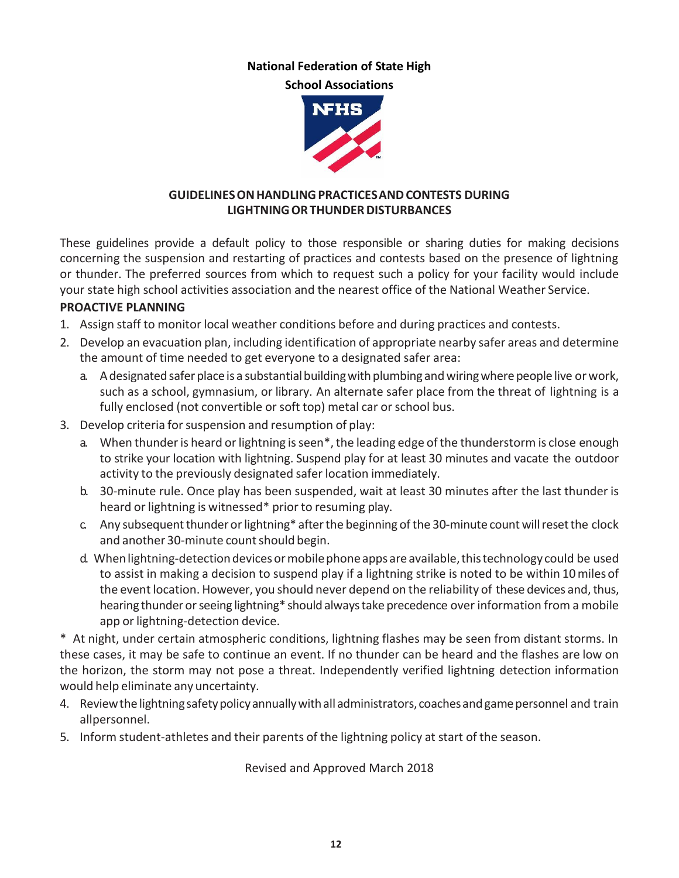**National Federation of State High School Associations**

## GUIDELINES ON HANDLING PRACTICES AND CONTESTS DURING LIGHTNING OR THUNDER DISTURBANCES

These guidelines provide a default policy to those responsible or sharing duties for making decisions concerning the suspension and restarting of practices and contests based on the presence of lightning or thunder. The preferred sources from which to request such a policy for your facility would include your state high school activities association and the nearest office of the National Weather Service.

**PROACTIVE PLANNING**

1. Assign staff to monitor local weather conditions before and during practices and contests.
2. Develop an evacuation plan, including identification of appropriate nearby safer areas and determine the amount of time needed to get everyone to a designated safer area:
   a. A designated safer place is a substantial building with plumbing and wiring where people live or work, such as a school, gymnasium, or library. An alternate safer place from the threat of lightning is a fully enclosed (not convertible or soft top) metal car or school bus.
3. Develop criteria for suspension and resumption of play:
   a. When thunder is heard or lightning is seen*, the leading edge of the thunderstorm is close enough to strike your location with lightning. Suspend play for at least 30 minutes and vacate the outdoor activity to the previously designated safer location immediately.
   b. 30-minute rule. Once play has been suspended, wait at least 30 minutes after the last thunder is heard or lightning is witnessed* prior to resuming play.
   c. Any subsequent thunder or lightning* after the beginning of the 30-minute count will reset the clock and another 30-minute count should begin.
   d. When lightning-detection devices or mobile phone apps are available, this technology could be used to assist in making a decision to suspend play if a lightning strike is noted to be within 10 miles of the event location. However, you should never depend on the reliability of these devices and, thus, hearing thunder or seeing lightning* should always take precedence over information from a mobile app or lightning-detection device.

\* At night, under certain atmospheric conditions, lightning flashes may be seen from distant storms. In these cases, it may be safe to continue an event. If no thunder can be heard and the flashes are low on the horizon, the storm may not pose a threat. Independently verified lightning detection information would help eliminate any uncertainty.

4. Review the lightning safety policy annually with all administrators, coaches and game personnel and train allpersonnel.
5. Inform student-athletes and their parents of the lightning policy at start of the season.

Revised and Approved March 2018